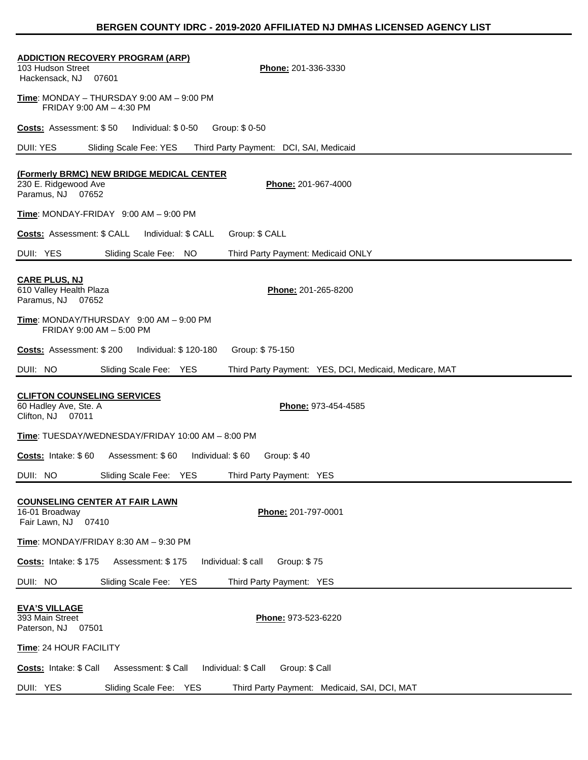# BERGEN COUNTY IDRC - 2019-2020 AFFILIATED NJ DMHAS LICENSED AGENCY LIST

## ADDICTION RECOVERY PROGRAM (ARP)

103 Hudson Street
Hackensack, NJ 07601

**Phone:** 201-336-3330

**Time**: MONDAY – THURSDAY 9:00 AM – 9:00 PM
FRIDAY 9:00 AM – 4:30 PM

**Costs:** Assessment: $ 50 Individual: $ 0-50 Group: $ 0-50

DUII: YES Sliding Scale Fee: YES Third Party Payment: DCI, SAI, Medicaid

---

## (Formerly BRMC) NEW BRIDGE MEDICAL CENTER

230 E. Ridgewood Ave
Paramus, NJ 07652

**Phone:** 201-967-4000

**Time**: MONDAY-FRIDAY 9:00 AM – 9:00 PM

**Costs:** Assessment: $ CALL Individual: $ CALL Group: $ CALL

DUII: YES Sliding Scale Fee: NO Third Party Payment: Medicaid ONLY

---

## CARE PLUS, NJ

610 Valley Health Plaza
Paramus, NJ 07652

**Phone:** 201-265-8200

**Time**: MONDAY/THURSDAY 9:00 AM – 9:00 PM
FRIDAY 9:00 AM – 5:00 PM

**Costs:** Assessment: $ 200 Individual: $ 120-180 Group: $ 75-150

DUII: NO Sliding Scale Fee: YES Third Party Payment: YES, DCI, Medicaid, Medicare, MAT

---

## CLIFTON COUNSELING SERVICES

60 Hadley Ave, Ste. A
Clifton, NJ 07011

**Phone:** 973-454-4585

**Time**: TUESDAY/WEDNESDAY/FRIDAY 10:00 AM – 8:00 PM

**Costs:** Intake: $ 60 Assessment: $ 60 Individual: $ 60 Group: $ 40

DUII: NO Sliding Scale Fee: YES Third Party Payment: YES

---

## COUNSELING CENTER AT FAIR LAWN

16-01 Broadway
Fair Lawn, NJ 07410

**Phone:** 201-797-0001

**Time**: MONDAY/FRIDAY 8:30 AM – 9:30 PM

**Costs:** Intake: $ 175 Assessment: $ 175 Individual: $ call Group: $ 75

DUII: NO Sliding Scale Fee: YES Third Party Payment: YES

---

## EVA'S VILLAGE

393 Main Street
Paterson, NJ 07501

**Phone:** 973-523-6220

**Time**: 24 HOUR FACILITY

**Costs:** Intake: $ Call Assessment: $ Call Individual: $ Call Group: $ Call

DUII: YES Sliding Scale Fee: YES Third Party Payment: Medicaid, SAI, DCI, MAT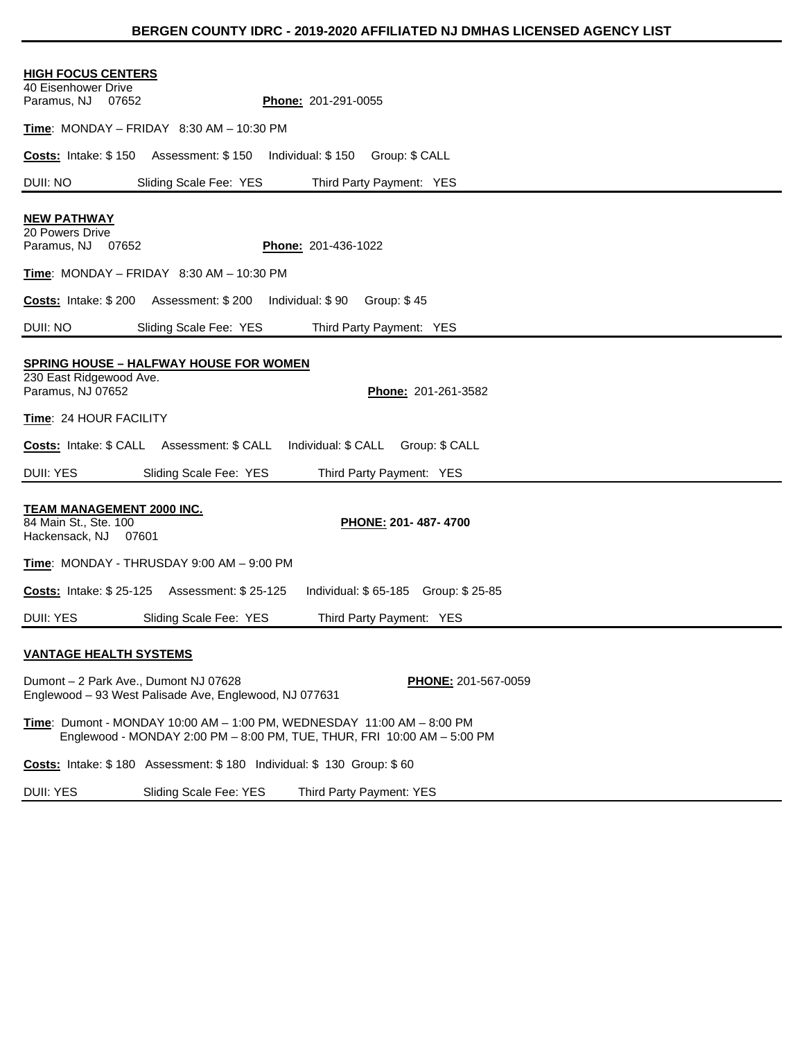## BERGEN COUNTY IDRC - 2019-2020 AFFILIATED NJ DMHAS LICENSED AGENCY LIST

**HIGH FOCUS CENTERS**
40 Eisenhower Drive
Paramus, NJ 07652 **Phone:** 201-291-0055

**Time**: MONDAY – FRIDAY 8:30 AM – 10:30 PM

**Costs:** Intake: $ 150 Assessment: $ 150 Individual: $ 150 Group: $ CALL

DUII: NO Sliding Scale Fee: YES Third Party Payment: YES

---

**NEW PATHWAY**
20 Powers Drive
Paramus, NJ 07652 **Phone:** 201-436-1022

**Time**: MONDAY – FRIDAY 8:30 AM – 10:30 PM

**Costs:** Intake: $ 200 Assessment: $ 200 Individual: $ 90 Group: $ 45

DUII: NO Sliding Scale Fee: YES Third Party Payment: YES

---

**SPRING HOUSE – HALFWAY HOUSE FOR WOMEN**
230 East Ridgewood Ave.
Paramus, NJ 07652 **Phone:** 201-261-3582

**Time**: 24 HOUR FACILITY

**Costs:** Intake: $ CALL Assessment: $ CALL Individual: $ CALL Group: $ CALL

DUII: YES Sliding Scale Fee: YES Third Party Payment: YES

---

**TEAM MANAGEMENT 2000 INC.**
84 Main St., Ste. 100 **PHONE: 201- 487- 4700**
Hackensack, NJ 07601

**Time**: MONDAY - THURSDAY 9:00 AM – 9:00 PM

**Costs:** Intake: $ 25-125 Assessment: $ 25-125 Individual: $ 65-185 Group: $ 25-85

DUII: YES Sliding Scale Fee: YES Third Party Payment: YES

---

**VANTAGE HEALTH SYSTEMS**

Dumont – 2 Park Ave., Dumont NJ 07628 **PHONE:** 201-567-0059
Englewood – 93 West Palisade Ave, Englewood, NJ 077631

**Time**: Dumont - MONDAY 10:00 AM – 1:00 PM, WEDNESDAY 11:00 AM – 8:00 PM
Englewood - MONDAY 2:00 PM – 8:00 PM, TUE, THUR, FRI 10:00 AM – 5:00 PM

**Costs:** Intake: $ 180 Assessment: $ 180 Individual: $ 130 Group: $ 60

DUII: YES Sliding Scale Fee: YES Third Party Payment: YES